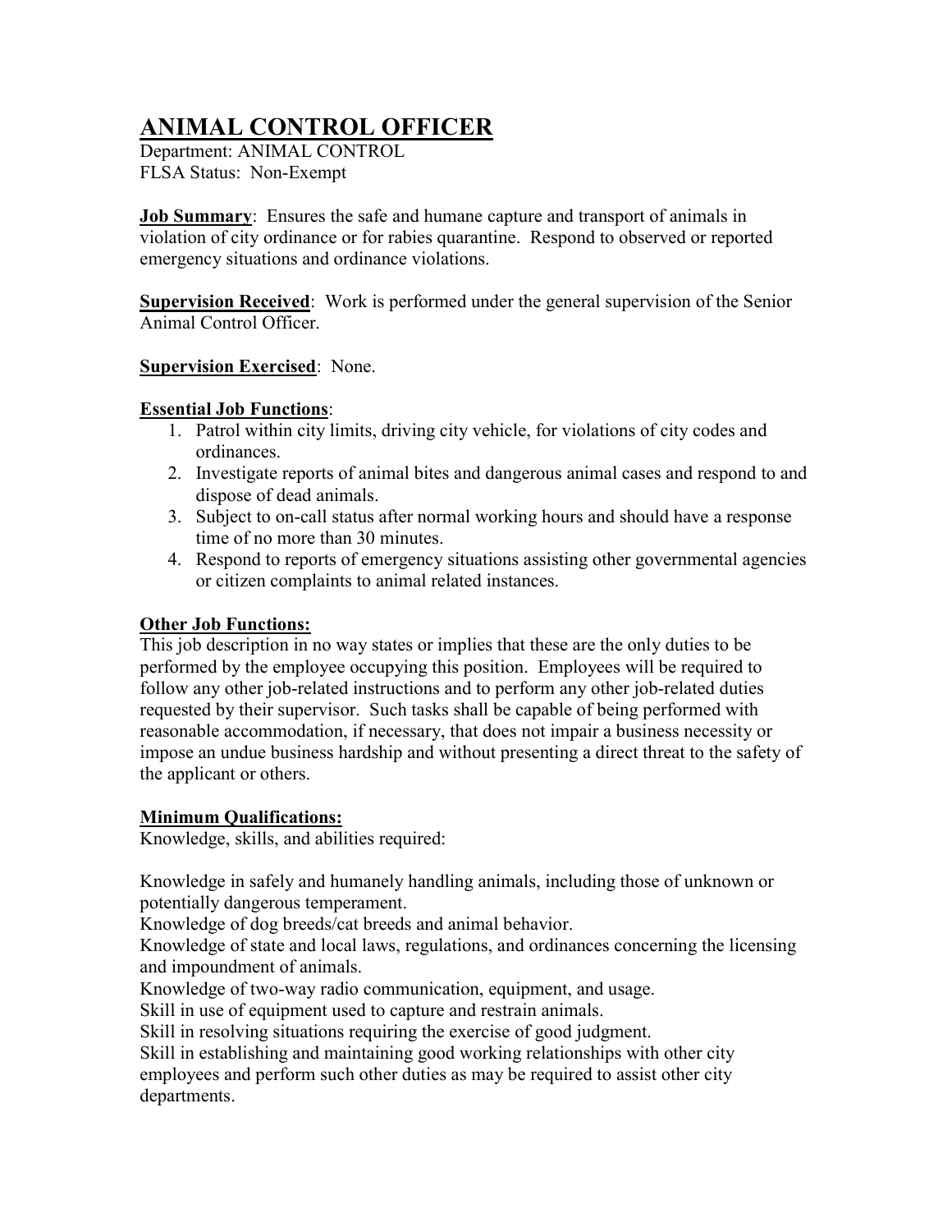# ANIMAL CONTROL OFFICER

Department: ANIMAL CONTROL
FLSA Status: Non-Exempt

**Job Summary**: Ensures the safe and humane capture and transport of animals in violation of city ordinance or for rabies quarantine. Respond to observed or reported emergency situations and ordinance violations.

**Supervision Received**: Work is performed under the general supervision of the Senior Animal Control Officer.

**Supervision Exercised**: None.

**Essential Job Functions**:

1. Patrol within city limits, driving city vehicle, for violations of city codes and ordinances.
2. Investigate reports of animal bites and dangerous animal cases and respond to and dispose of dead animals.
3. Subject to on-call status after normal working hours and should have a response time of no more than 30 minutes.
4. Respond to reports of emergency situations assisting other governmental agencies or citizen complaints to animal related instances.

**Other Job Functions:**

This job description in no way states or implies that these are the only duties to be performed by the employee occupying this position. Employees will be required to follow any other job-related instructions and to perform any other job-related duties requested by their supervisor. Such tasks shall be capable of being performed with reasonable accommodation, if necessary, that does not impair a business necessity or impose an undue business hardship and without presenting a direct threat to the safety of the applicant or others.

**Minimum Qualifications:**

Knowledge, skills, and abilities required:

Knowledge in safely and humanely handling animals, including those of unknown or potentially dangerous temperament.
Knowledge of dog breeds/cat breeds and animal behavior.
Knowledge of state and local laws, regulations, and ordinances concerning the licensing and impoundment of animals.
Knowledge of two-way radio communication, equipment, and usage.
Skill in use of equipment used to capture and restrain animals.
Skill in resolving situations requiring the exercise of good judgment.
Skill in establishing and maintaining good working relationships with other city employees and perform such other duties as may be required to assist other city departments.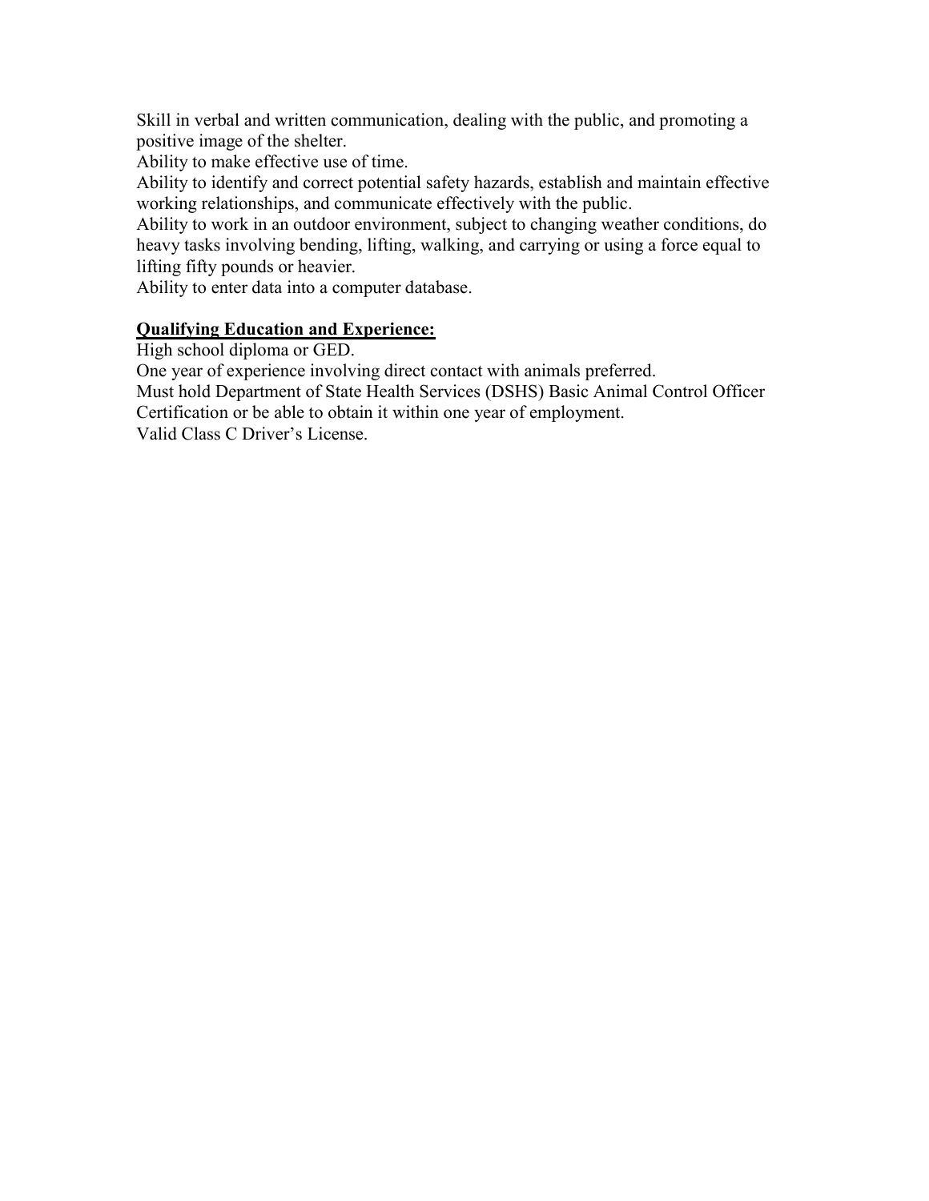Skill in verbal and written communication, dealing with the public, and promoting a positive image of the shelter.

Ability to make effective use of time.

Ability to identify and correct potential safety hazards, establish and maintain effective working relationships, and communicate effectively with the public.

Ability to work in an outdoor environment, subject to changing weather conditions, do heavy tasks involving bending, lifting, walking, and carrying or using a force equal to lifting fifty pounds or heavier.

Ability to enter data into a computer database.

**Qualifying Education and Experience:**

High school diploma or GED.

One year of experience involving direct contact with animals preferred.

Must hold Department of State Health Services (DSHS) Basic Animal Control Officer Certification or be able to obtain it within one year of employment.

Valid Class C Driver's License.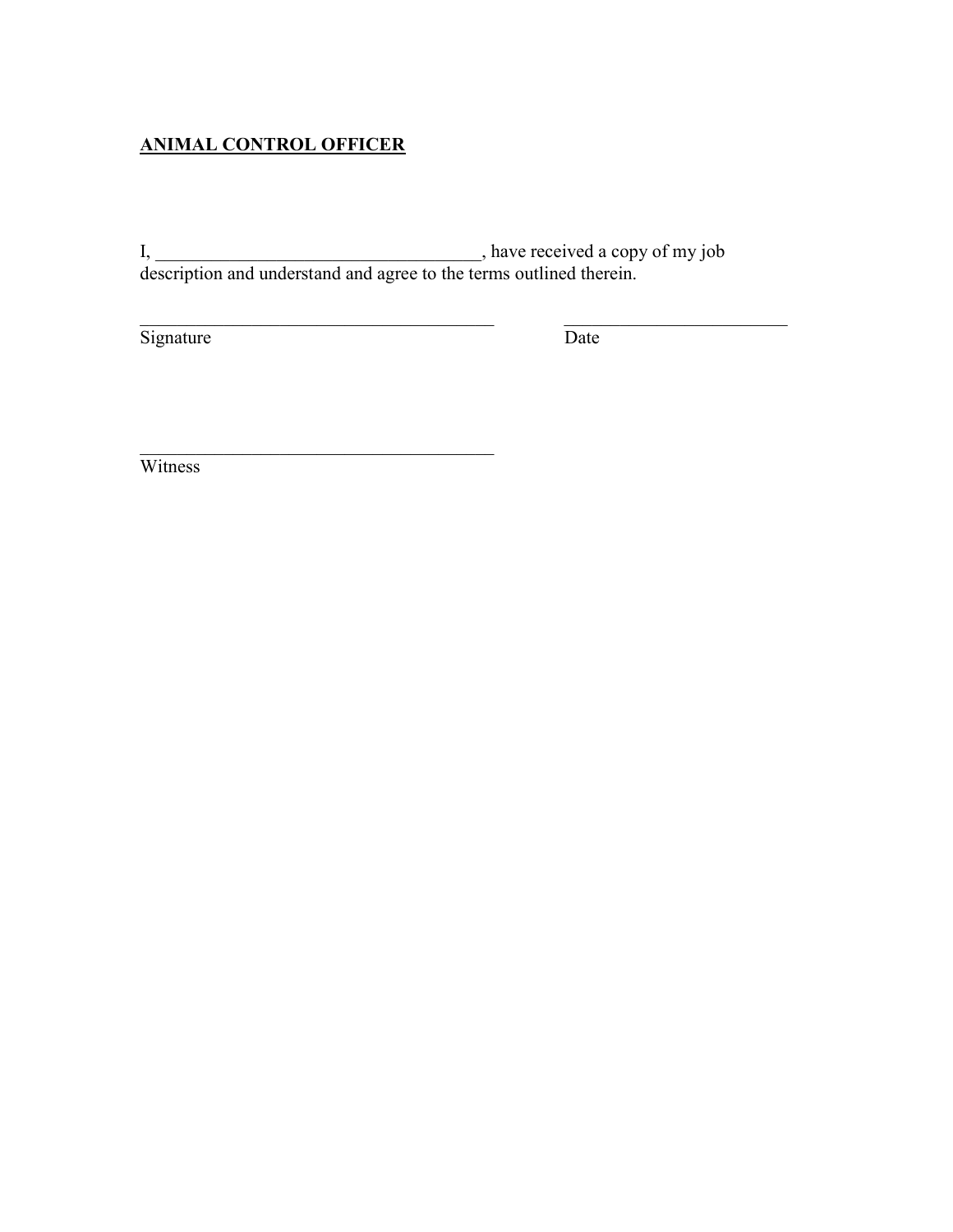**ANIMAL CONTROL OFFICER**

I, ____________________________________, have received a copy of my job description and understand and agree to the terms outlined therein.

________________________________________ ________________________

Signature Date

________________________________________

Witness